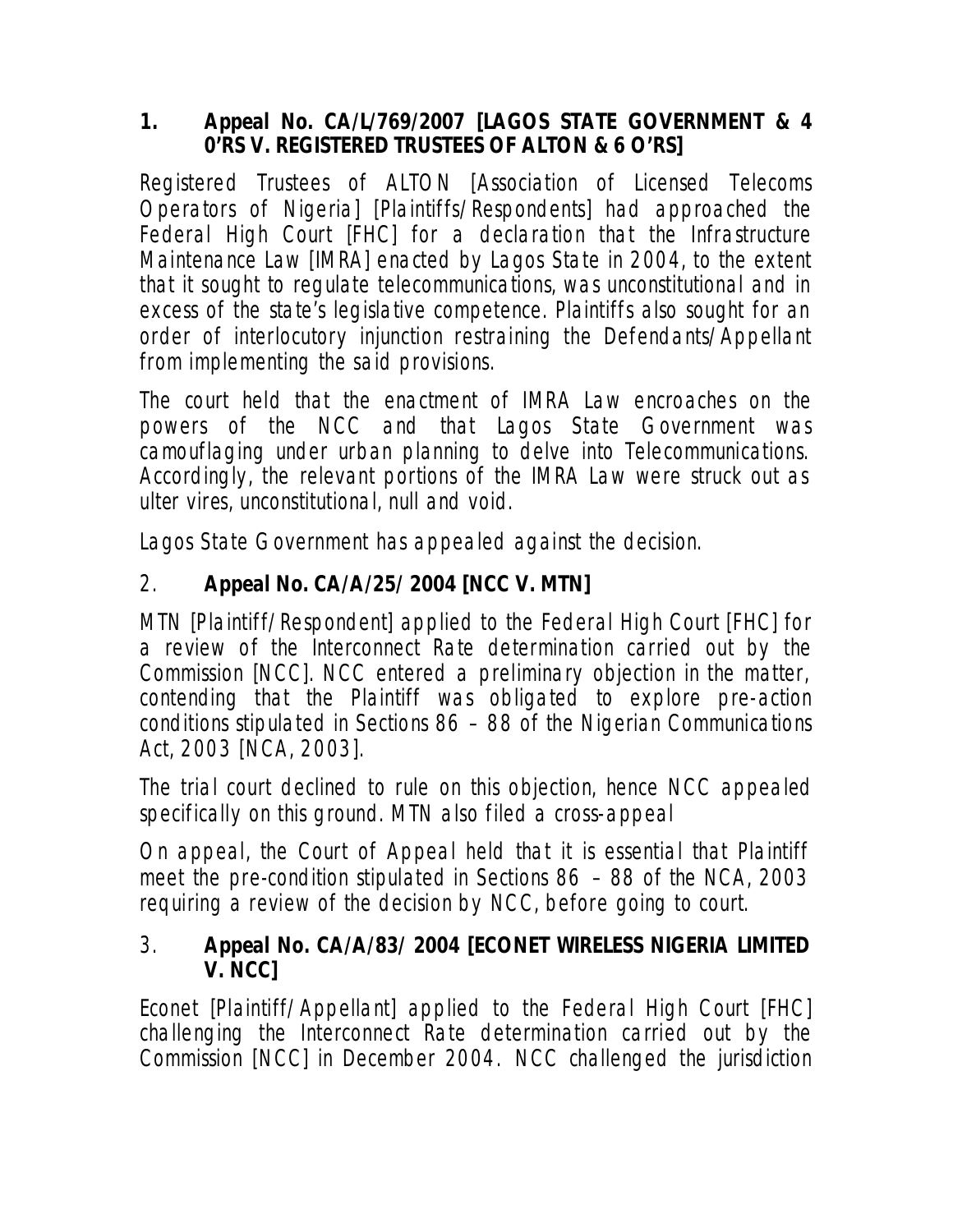**1. Appeal No. CA/L/769/2007 [LAGOS STATE GOVERNMENT & 4 0'RS V. REGISTERED TRUSTEES OF ALTON & 6 O'RS]**

Registered Trustees of ALTON [Association of Licensed Telecoms Operators of Nigeria] [Plaintiffs/Respondents] had approached the Federal High Court [FHC] for a declaration that the Infrastructure Maintenance Law [IMRA] enacted by Lagos State in 2004, to the extent that it sought to regulate telecommunications, was unconstitutional and in excess of the state's legislative competence. Plaintiffs also sought for an order of interlocutory injunction restraining the Defendants/Appellant from implementing the said provisions.

The court held that the enactment of IMRA Law encroaches on the powers of the NCC and that Lagos State Government was camouflaging under urban planning to delve into Telecommunications. Accordingly, the relevant portions of the IMRA Law were struck out as ulter vires, unconstitutional, null and void.

Lagos State Government has appealed against the decision.

2. **Appeal No. CA/A/25/ 2004 [NCC V. MTN]**

MTN [Plaintiff/Respondent] applied to the Federal High Court [FHC] for a review of the Interconnect Rate determination carried out by the Commission [NCC]. NCC entered a preliminary objection in the matter, contending that the Plaintiff was obligated to explore pre-action conditions stipulated in Sections 86 – 88 of the Nigerian Communications Act, 2003 [NCA, 2003].

The trial court declined to rule on this objection, hence NCC appealed specifically on this ground. MTN also filed a cross-appeal

On appeal, the Court of Appeal held that it is essential that Plaintiff meet the pre-condition stipulated in Sections 86 – 88 of the NCA, 2003 requiring a review of the decision by NCC, before going to court.

3. **Appeal No. CA/A/83/ 2004 [ECONET WIRELESS NIGERIA LIMITED V. NCC]**

Econet [Plaintiff/Appellant] applied to the Federal High Court [FHC] challenging the Interconnect Rate determination carried out by the Commission [NCC] in December 2004. NCC challenged the jurisdiction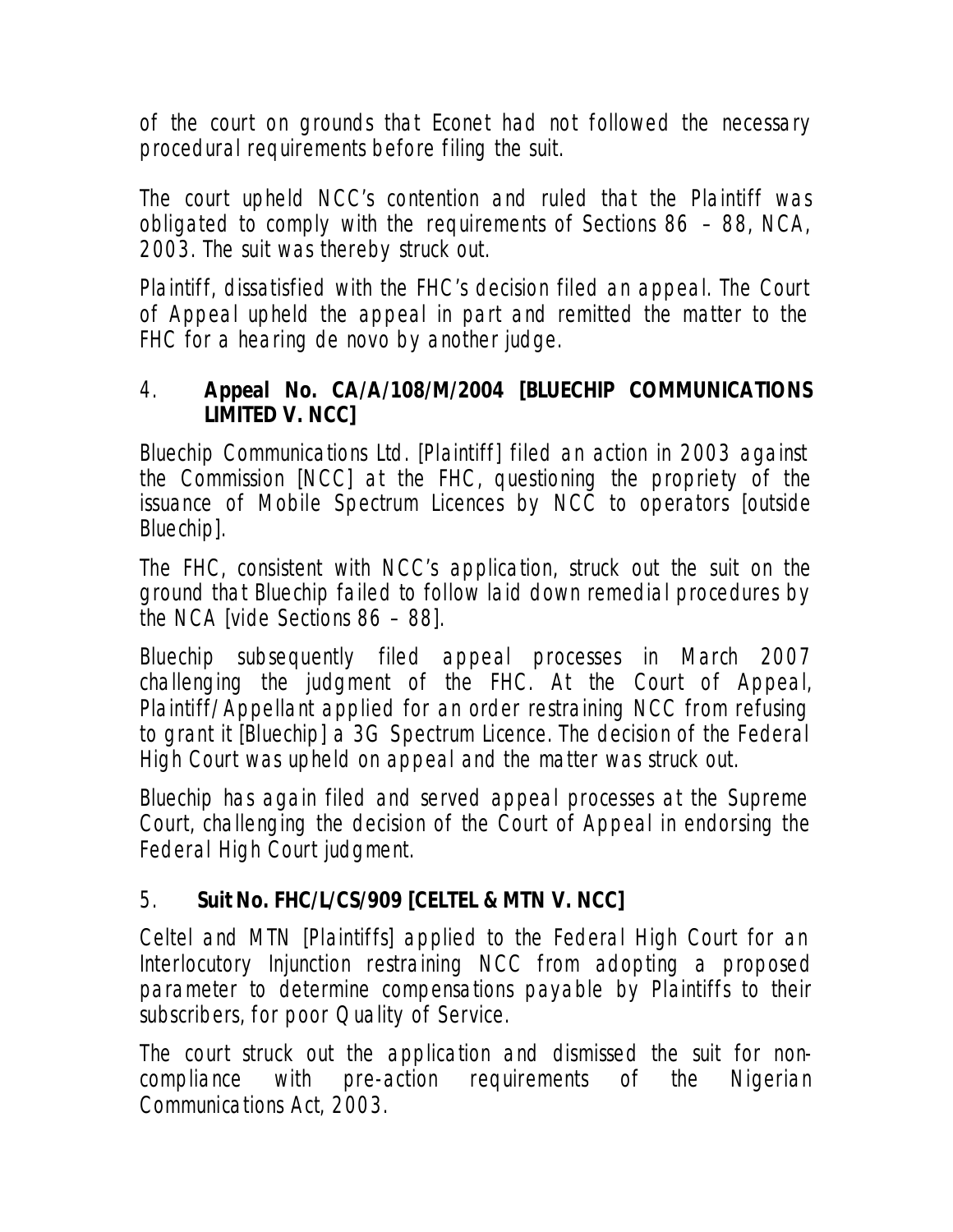of the court on grounds that Econet had not followed the necessary procedural requirements before filing the suit.

The court upheld NCC's contention and ruled that the Plaintiff was obligated to comply with the requirements of Sections 86 – 88, NCA, 2003. The suit was thereby struck out.

Plaintiff, dissatisfied with the FHC's decision filed an appeal. The Court of Appeal upheld the appeal in part and remitted the matter to the FHC for a hearing de novo by another judge.

4. **Appeal No. CA/A/108/M/2004 [BLUECHIP COMMUNICATIONS LIMITED V. NCC]**

Bluechip Communications Ltd. [Plaintiff] filed an action in 2003 against the Commission [NCC] at the FHC, questioning the propriety of the issuance of Mobile Spectrum Licences by NCC to operators [outside Bluechip].

The FHC, consistent with NCC's application, struck out the suit on the ground that Bluechip failed to follow laid down remedial procedures by the NCA [vide Sections 86 – 88].

Bluechip subsequently filed appeal processes in March 2007 challenging the judgment of the FHC. At the Court of Appeal, Plaintiff/Appellant applied for an order restraining NCC from refusing to grant it [Bluechip] a 3G Spectrum Licence. The decision of the Federal High Court was upheld on appeal and the matter was struck out.

Bluechip has again filed and served appeal processes at the Supreme Court, challenging the decision of the Court of Appeal in endorsing the Federal High Court judgment.

5. **Suit No. FHC/L/CS/909 [CELTEL & MTN V. NCC]**

Celtel and MTN [Plaintiffs] applied to the Federal High Court for an Interlocutory Injunction restraining NCC from adopting a proposed parameter to determine compensations payable by Plaintiffs to their subscribers, for poor Quality of Service.

The court struck out the application and dismissed the suit for non-compliance with pre-action requirements of the Nigerian Communications Act, 2003.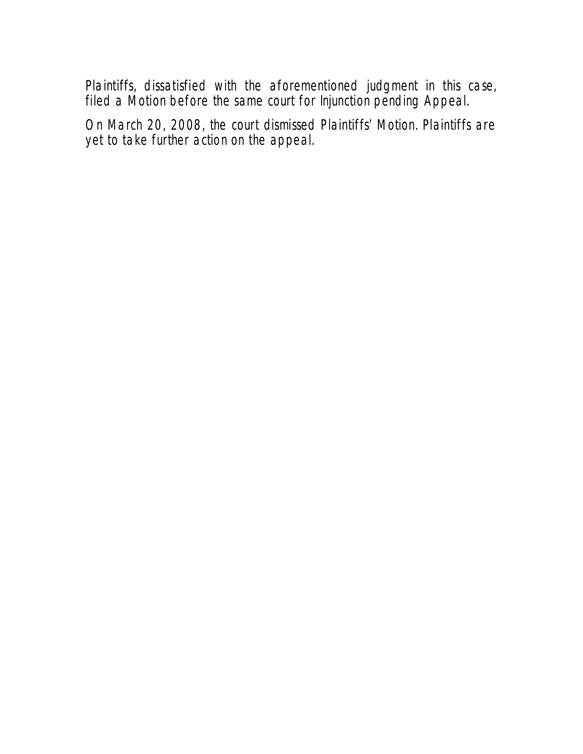Plaintiffs, dissatisfied with the aforementioned judgment in this case, filed a Motion before the same court for Injunction pending Appeal.

On March 20, 2008, the court dismissed Plaintiffs' Motion. Plaintiffs are yet to take further action on the appeal.